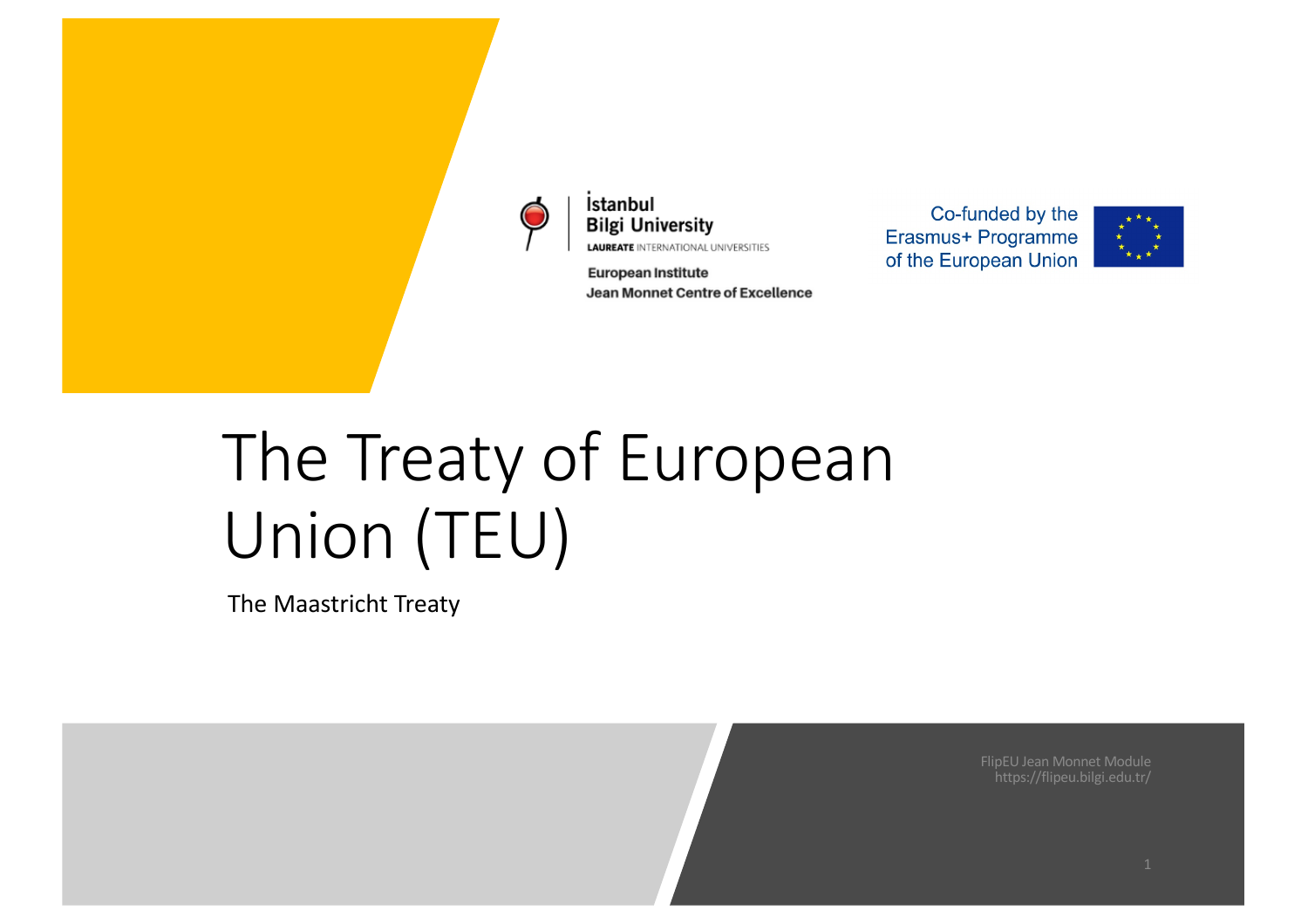İstanbul Bilgi University

LAUREATE INTERNATIONAL UNIVERSITIES

European Institute

Jean Monnet Centre of Excellence

Co-funded by the Erasmus+ Programme of the European Union

# The Treaty of European Union (TEU)

The Maastricht Treaty

FlipEU Jean Monnet Module
https://flipeu.bilgi.edu.tr/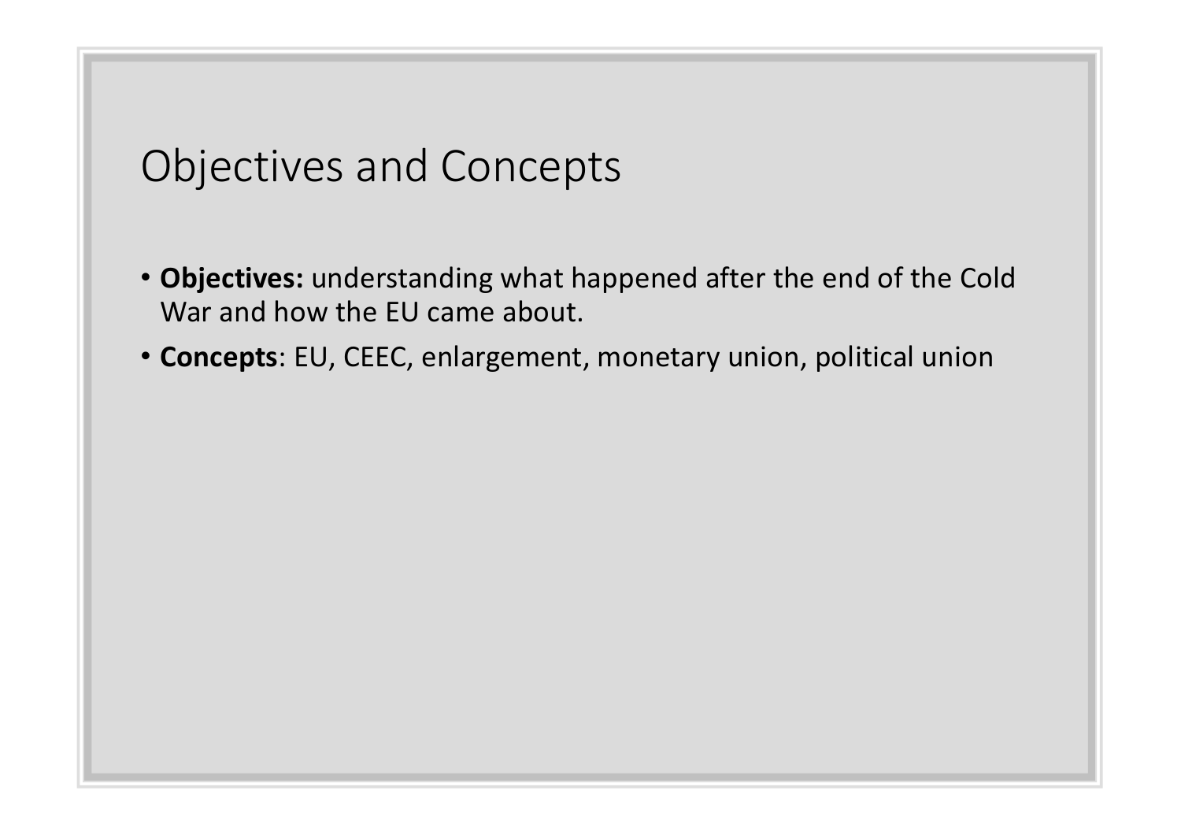# Objectives and Concepts

- **Objectives:** understanding what happened after the end of the Cold War and how the EU came about.
- **Concepts**: EU, CEEC, enlargement, monetary union, political union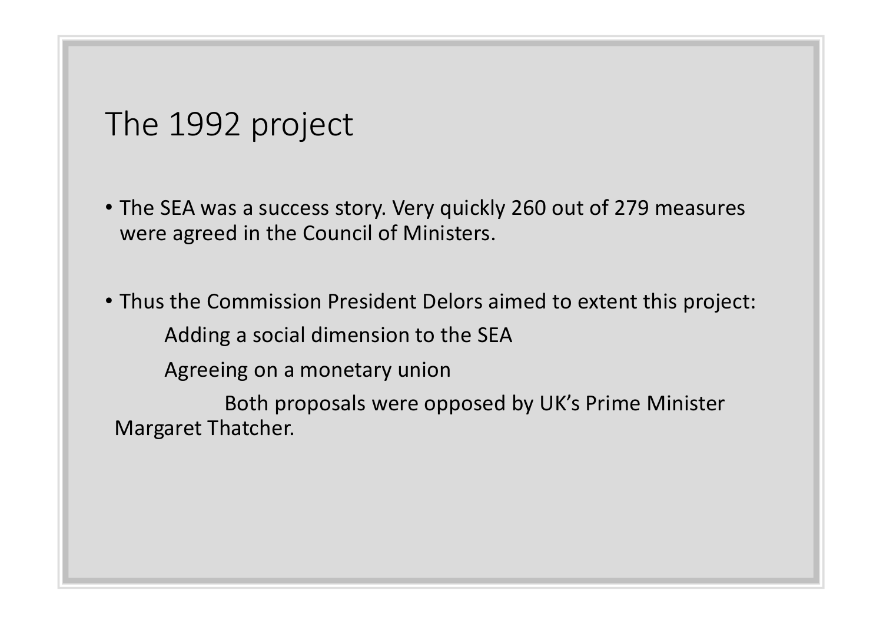# The 1992 project

- The SEA was a success story. Very quickly 260 out of 279 measures were agreed in the Council of Ministers.

- Thus the Commission President Delors aimed to extent this project:
  - Adding a social dimension to the SEA
  - Agreeing on a monetary union

  Both proposals were opposed by UK's Prime Minister Margaret Thatcher.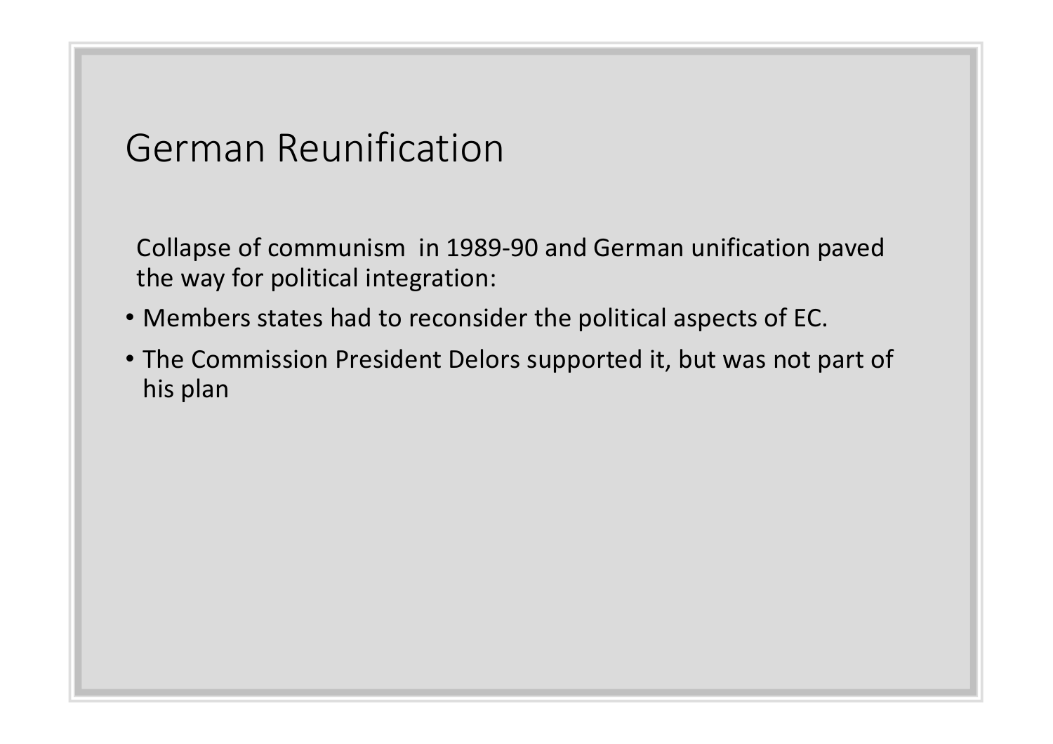# German Reunification

Collapse of communism in 1989-90 and German unification paved the way for political integration:

- Members states had to reconsider the political aspects of EC.
- The Commission President Delors supported it, but was not part of his plan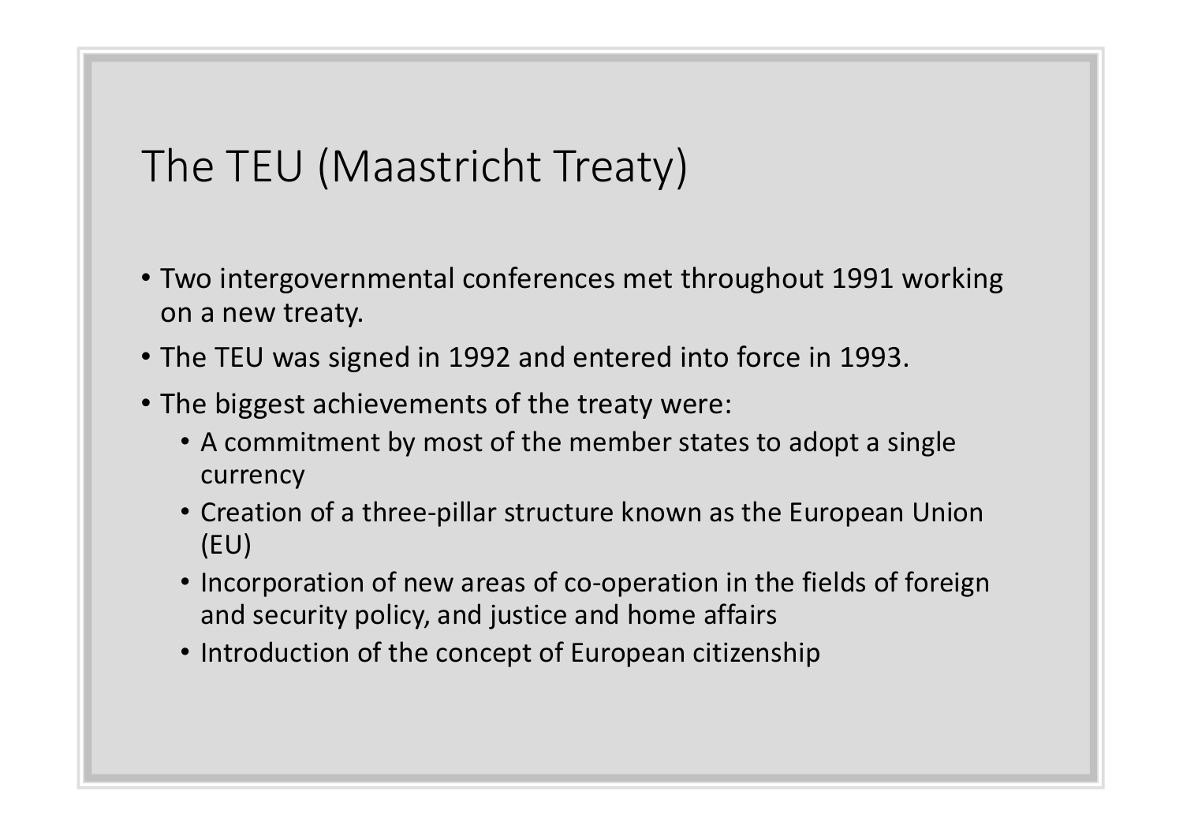# The TEU (Maastricht Treaty)

- Two intergovernmental conferences met throughout 1991 working on a new treaty.
- The TEU was signed in 1992 and entered into force in 1993.
- The biggest achievements of the treaty were:
  - A commitment by most of the member states to adopt a single currency
  - Creation of a three-pillar structure known as the European Union (EU)
  - Incorporation of new areas of co-operation in the fields of foreign and security policy, and justice and home affairs
  - Introduction of the concept of European citizenship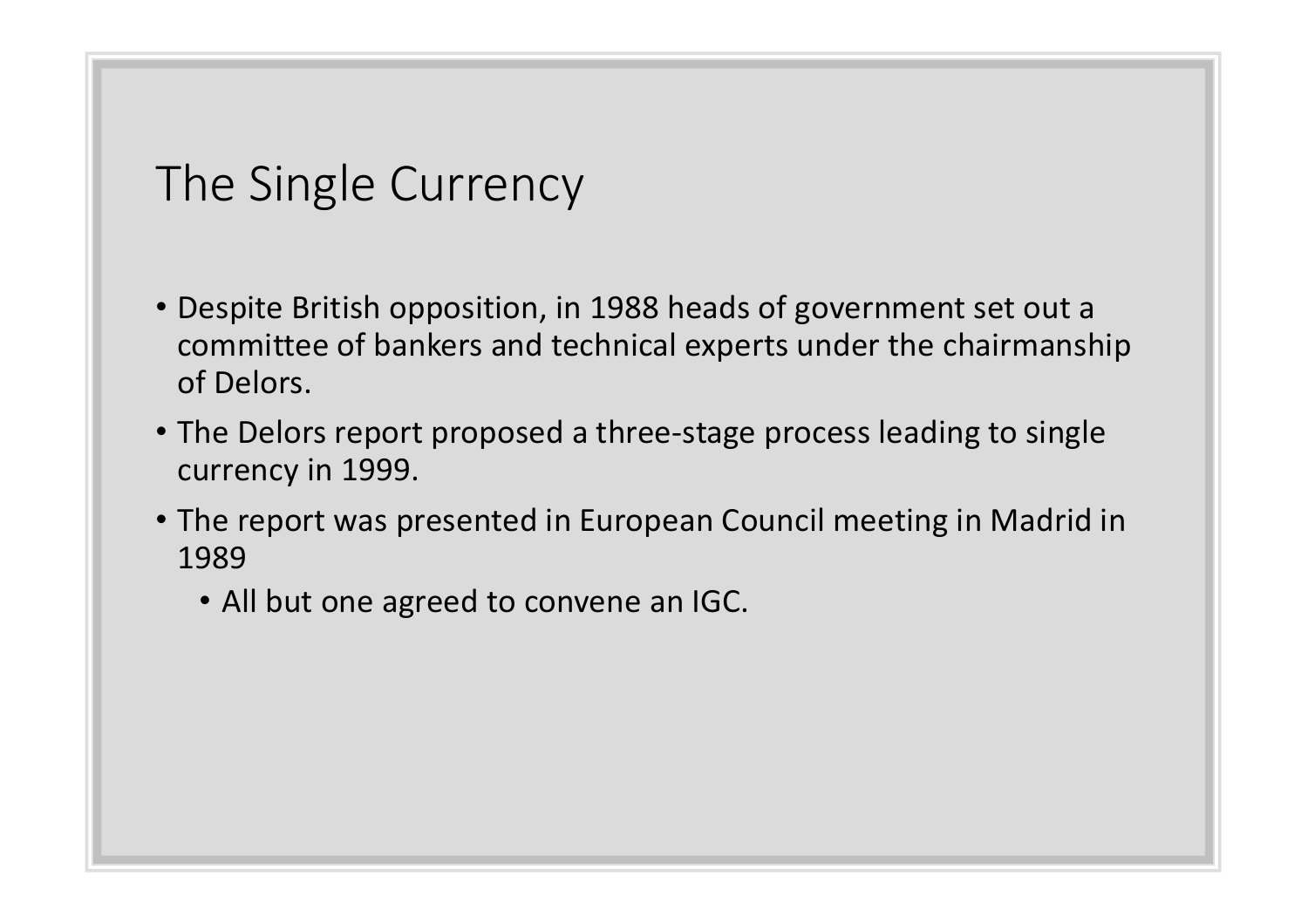# The Single Currency

- Despite British opposition, in 1988 heads of government set out a committee of bankers and technical experts under the chairmanship of Delors.
- The Delors report proposed a three-stage process leading to single currency in 1999.
- The report was presented in European Council meeting in Madrid in 1989
  - All but one agreed to convene an IGC.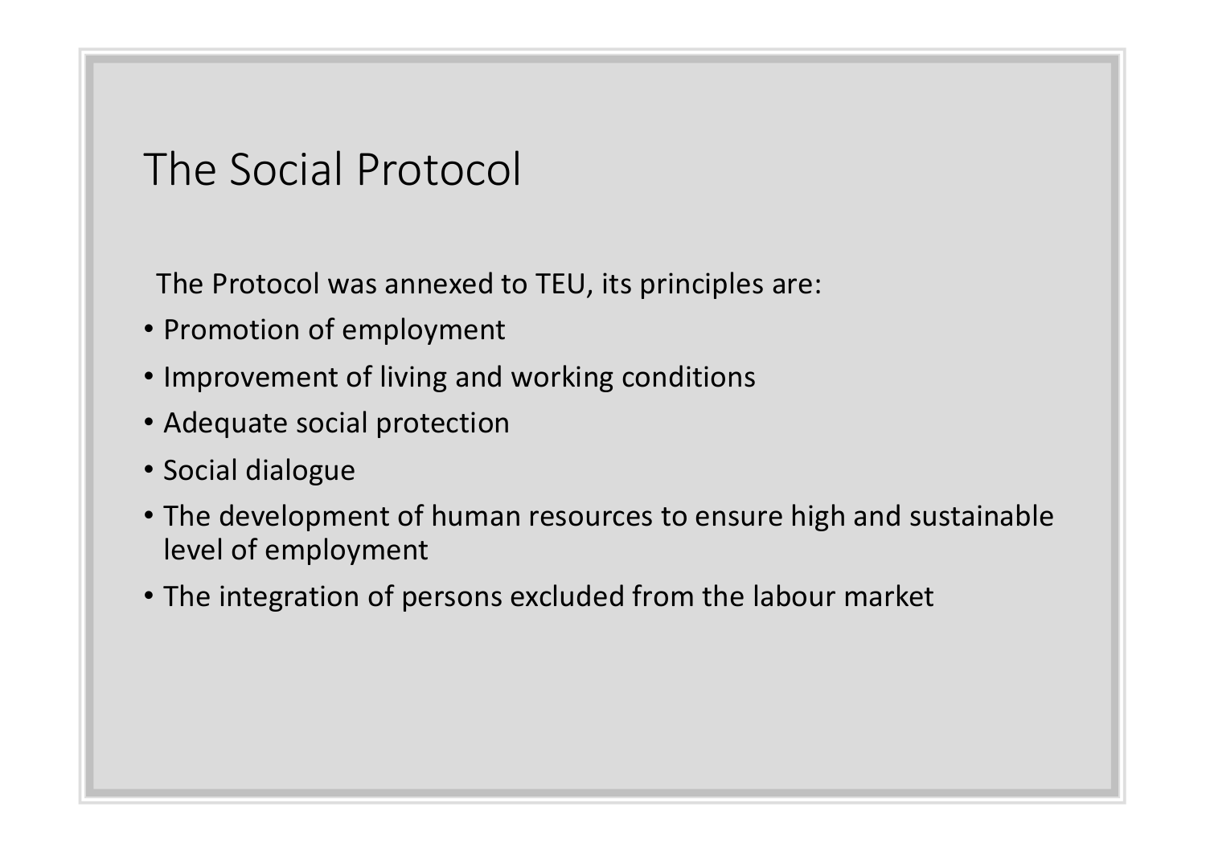# The Social Protocol

The Protocol was annexed to TEU, its principles are:

- Promotion of employment
- Improvement of living and working conditions
- Adequate social protection
- Social dialogue
- The development of human resources to ensure high and sustainable level of employment
- The integration of persons excluded from the labour market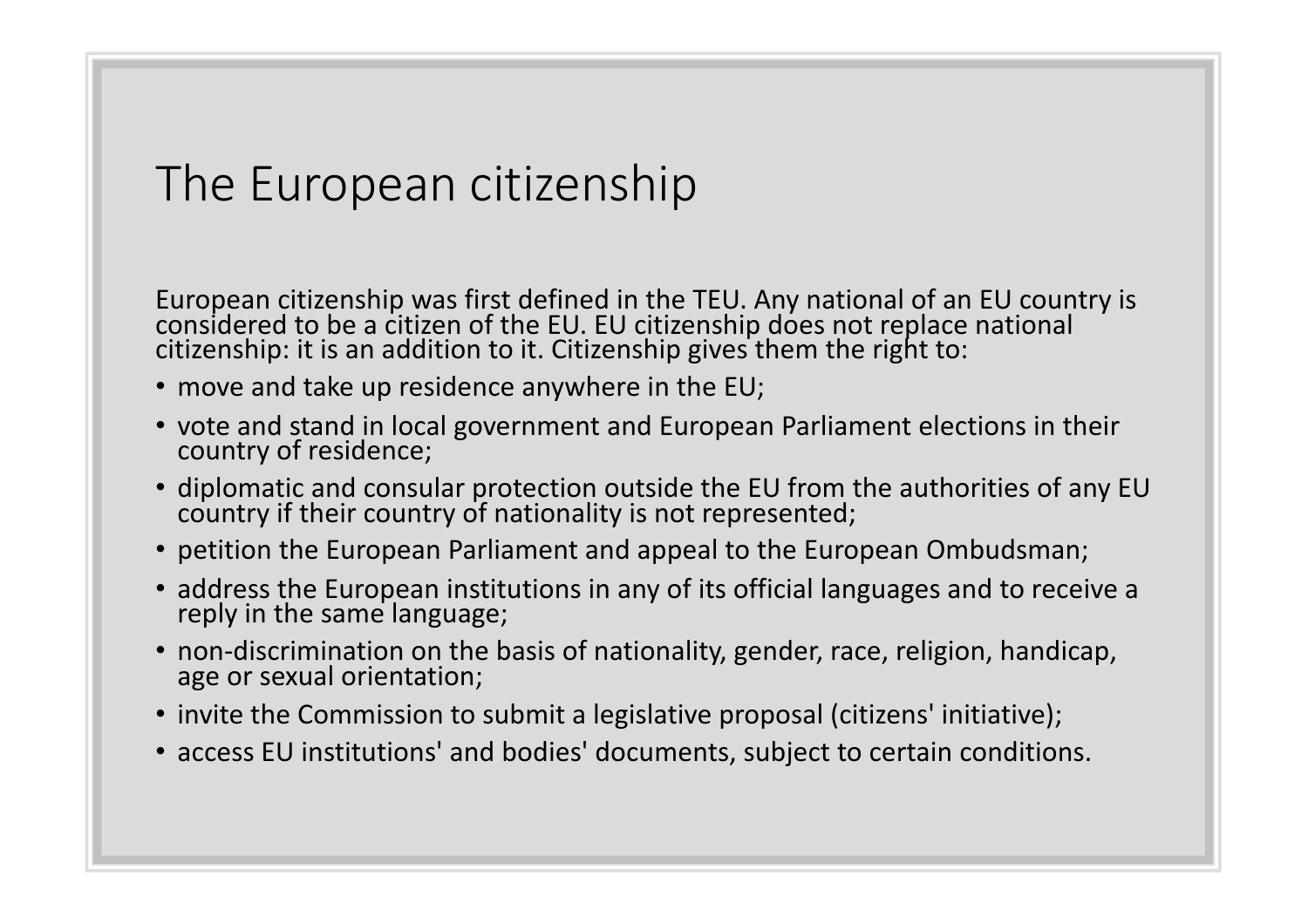# The European citizenship

European citizenship was first defined in the TEU. Any national of an EU country is considered to be a citizen of the EU. EU citizenship does not replace national citizenship: it is an addition to it. Citizenship gives them the right to:

- move and take up residence anywhere in the EU;
- vote and stand in local government and European Parliament elections in their country of residence;
- diplomatic and consular protection outside the EU from the authorities of any EU country if their country of nationality is not represented;
- petition the European Parliament and appeal to the European Ombudsman;
- address the European institutions in any of its official languages and to receive a reply in the same language;
- non-discrimination on the basis of nationality, gender, race, religion, handicap, age or sexual orientation;
- invite the Commission to submit a legislative proposal (citizens' initiative);
- access EU institutions' and bodies' documents, subject to certain conditions.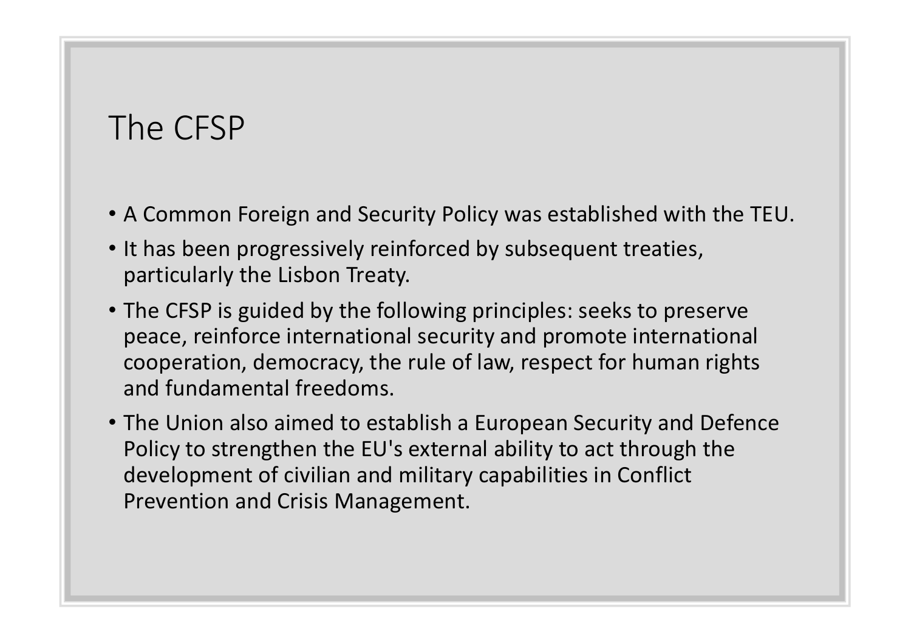# The CFSP

- A Common Foreign and Security Policy was established with the TEU.
- It has been progressively reinforced by subsequent treaties, particularly the Lisbon Treaty.
- The CFSP is guided by the following principles: seeks to preserve peace, reinforce international security and promote international cooperation, democracy, the rule of law, respect for human rights and fundamental freedoms.
- The Union also aimed to establish a European Security and Defence Policy to strengthen the EU's external ability to act through the development of civilian and military capabilities in Conflict Prevention and Crisis Management.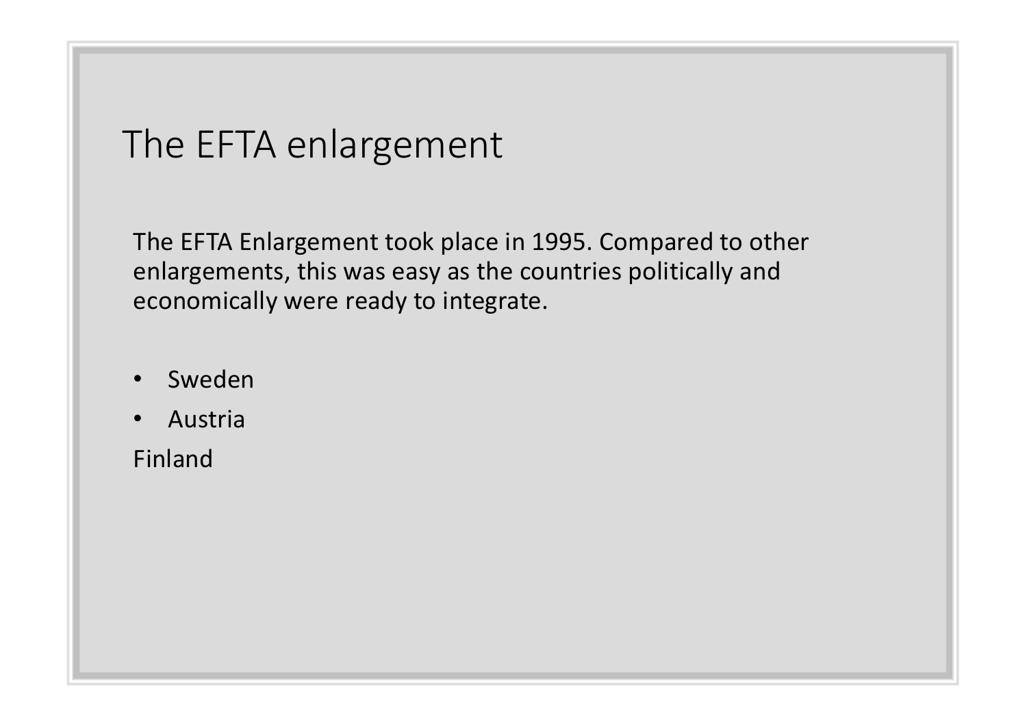# The EFTA enlargement

The EFTA Enlargement took place in 1995. Compared to other enlargements, this was easy as the countries politically and economically were ready to integrate.

- Sweden
- Austria

Finland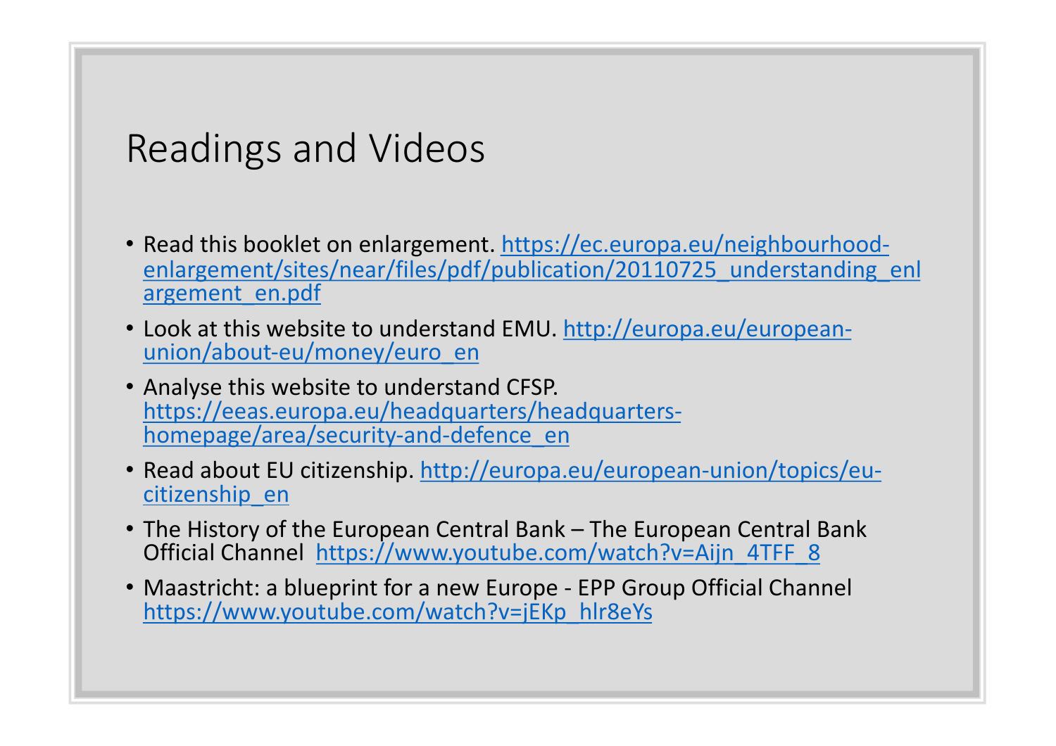# Readings and Videos

- Read this booklet on enlargement. https://ec.europa.eu/neighbourhood-enlargement/sites/near/files/pdf/publication/20110725_understanding_enlargement_en.pdf
- Look at this website to understand EMU. http://europa.eu/european-union/about-eu/money/euro_en
- Analyse this website to understand CFSP. https://eeas.europa.eu/headquarters/headquarters-homepage/area/security-and-defence_en
- Read about EU citizenship. http://europa.eu/european-union/topics/eu-citizenship_en
- The History of the European Central Bank – The European Central Bank Official Channel https://www.youtube.com/watch?v=Aijn_4TFF_8
- Maastricht: a blueprint for a new Europe - EPP Group Official Channel https://www.youtube.com/watch?v=jEKp_hlr8eYs